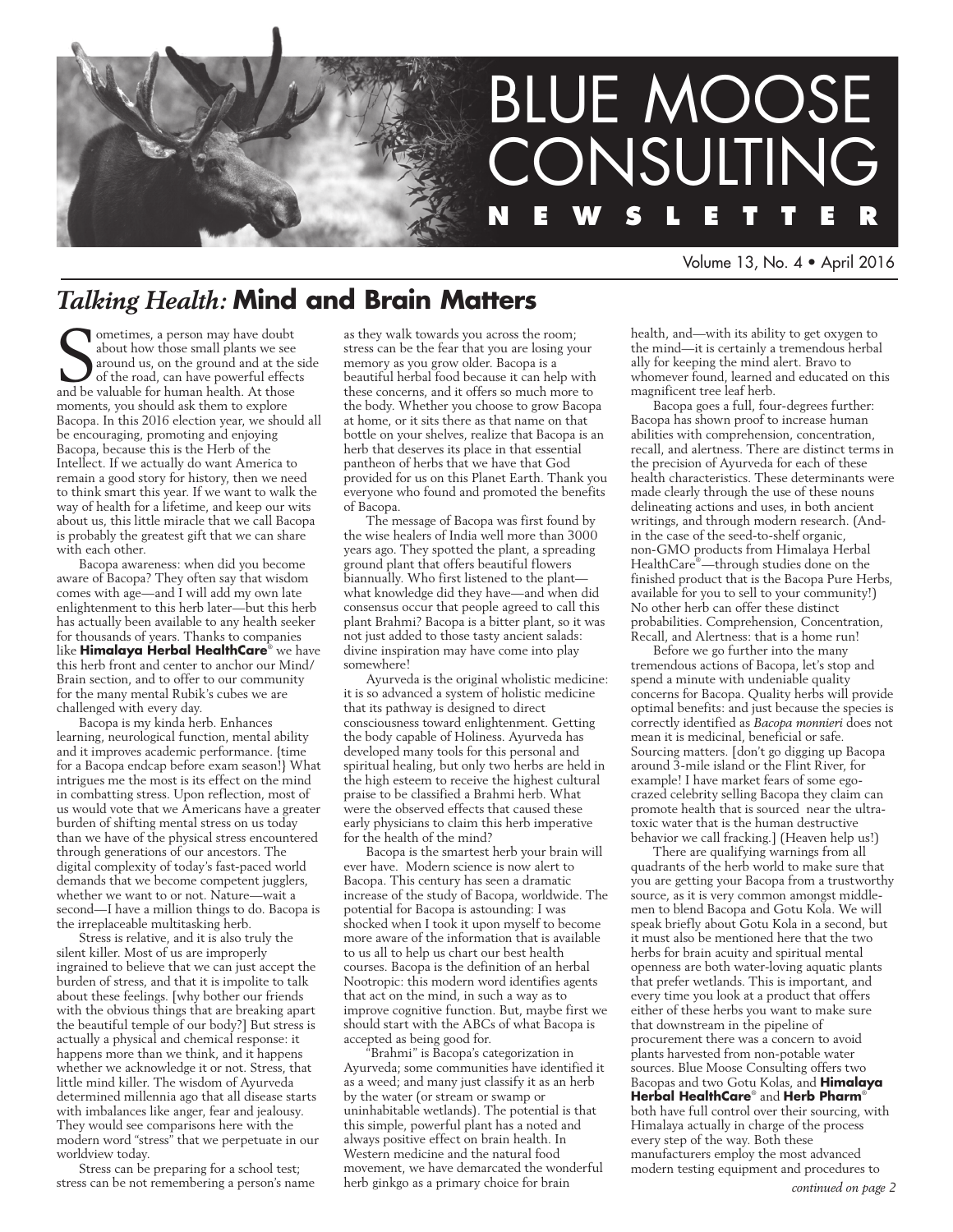# BLUE MOOSE CONSULTING NEWSLETTER

Volume 13, No. 4 • April 2016

## *Talking Health:* Mind and Brain Matters

Sometimes, a person may have doubt about how those small plants we see around us, on the ground and at the side of the road, can have powerful effects and be valuable for human health. At those moments, you should ask them to explore Bacopa. In this 2016 election year, we should all be encouraging, promoting and enjoying Bacopa, because this is the Herb of the Intellect. If we actually do want America to remain a good story for history, then we need to think smart this year. If we want to walk the way of health for a lifetime, and keep our wits about us, this little miracle that we call Bacopa is probably the greatest gift that we can share with each other.

Bacopa awareness: when did you become aware of Bacopa? They often say that wisdom comes with age—and I will add my own late enlightenment to this herb later—but this herb has actually been available to any health seeker for thousands of years. Thanks to companies like **Himalaya Herbal HealthCare**® we have this herb front and center to anchor our Mind/Brain section, and to offer to our community for the many mental Rubik's cubes we are challenged with every day.

Bacopa is my kinda herb. Enhances learning, neurological function, mental ability and it improves academic performance. {time for a Bacopa endcap before exam season!} What intrigues me the most is its effect on the mind in combatting stress. Upon reflection, most of us would vote that we Americans have a greater burden of shifting mental stress on us today than we have of the physical stress encountered through generations of our ancestors. The digital complexity of today's fast-paced world demands that we become competent jugglers, whether we want to or not. Nature—wait a second—I have a million things to do. Bacopa is the irreplaceable multitasking herb.

Stress is relative, and it is also truly the silent killer. Most of us are improperly ingrained to believe that we can just accept the burden of stress, and that it is impolite to talk about these feelings. [why bother our friends with the obvious things that are breaking apart the beautiful temple of our body?] But stress is actually a physical and chemical response: it happens more than we think, and it happens whether we acknowledge it or not. Stress, that little mind killer. The wisdom of Ayurveda determined millennia ago that all disease starts with imbalances like anger, fear and jealousy. They would see comparisons here with the modern word "stress" that we perpetuate in our worldview today.

Stress can be preparing for a school test; stress can be not remembering a person's name as they walk towards you across the room; stress can be the fear that you are losing your memory as you grow older. Bacopa is a beautiful herbal food because it can help with these concerns, and it offers so much more to the body. Whether you choose to grow Bacopa at home, or it sits there as that name on that bottle on your shelves, realize that Bacopa is an herb that deserves its place in that essential pantheon of herbs that we have that God provided for us on this Planet Earth. Thank you everyone who found and promoted the benefits of Bacopa.

The message of Bacopa was first found by the wise healers of India well more than 3000 years ago. They spotted the plant, a spreading ground plant that offers beautiful flowers biannually. Who first listened to the plant—what knowledge did they have—and when did consensus occur that people agreed to call this plant Brahmi? Bacopa is a bitter plant, so it was not just added to those tasty ancient salads: divine inspiration may have come into play somewhere!

Ayurveda is the original wholistic medicine: it is so advanced a system of holistic medicine that its pathway is designed to direct consciousness toward enlightenment. Getting the body capable of Holiness. Ayurveda has developed many tools for this personal and spiritual healing, but only two herbs are held in the high esteem to receive the highest cultural praise to be classified a Brahmi herb. What were the observed effects that caused these early physicians to claim this herb imperative for the health of the mind?

Bacopa is the smartest herb your brain will ever have. Modern science is now alert to Bacopa. This century has seen a dramatic increase of the study of Bacopa, worldwide. The potential for Bacopa is astounding: I was shocked when I took it upon myself to become more aware of the information that is available to us all to help us chart our best health courses. Bacopa is the definition of an herbal Nootropic: this modern word identifies agents that act on the mind, in such a way as to improve cognitive function. But, maybe first we should start with the ABCs of what Bacopa is accepted as being good for.

"Brahmi" is Bacopa's categorization in Ayurveda; some communities have identified it as a weed; and many just classify it as an herb by the water (or stream or swamp or uninhabitable wetlands). The potential is that this simple, powerful plant has a noted and always positive effect on brain health. In Western medicine and the natural food movement, we have demarcated the wonderful herb ginkgo as a primary choice for brain health, and—with its ability to get oxygen to the mind—it is certainly a tremendous herbal ally for keeping the mind alert. Bravo to whomever found, learned and educated on this magnificent tree leaf herb.

Bacopa goes a full, four-degrees further: Bacopa has shown proof to increase human abilities with comprehension, concentration, recall, and alertness. There are distinct terms in the precision of Ayurveda for each of these health characteristics. These determinants were made clearly through the use of these nouns delineating actions and uses, in both ancient writings, and through modern research. (And-in the case of the seed-to-shelf organic, non-GMO products from Himalaya Herbal HealthCare®—through studies done on the finished product that is the Bacopa Pure Herbs, available for you to sell to your community!) No other herb can offer these distinct probabilities. Comprehension, Concentration, Recall, and Alertness: that is a home run!

Before we go further into the many tremendous actions of Bacopa, let's stop and spend a minute with undeniable quality concerns for Bacopa. Quality herbs will provide optimal benefits: and just because the species is correctly identified as *Bacopa monnieri* does not mean it is medicinal, beneficial or safe. Sourcing matters. [don't go digging up Bacopa around 3-mile island or the Flint River, for example! I have market fears of some ego-crazed celebrity selling Bacopa they claim can promote health that is sourced near the ultra-toxic water that is the human destructive behavior we call fracking.] (Heaven help us!)

There are qualifying warnings from all quadrants of the herb world to make sure that you are getting your Bacopa from a trustworthy source, as it is very common amongst middle-men to blend Bacopa and Gotu Kola. We will speak briefly about Gotu Kola in a second, but it must also be mentioned here that the two herbs for brain acuity and spiritual mental openness are both water-loving aquatic plants that prefer wetlands. This is important, and every time you look at a product that offers either of these herbs you want to make sure that downstream in the pipeline of procurement there was a concern to avoid plants harvested from non-potable water sources. Blue Moose Consulting offers two Bacopas and two Gotu Kolas, and **Himalaya Herbal HealthCare**® and **Herb Pharm**® both have full control over their sourcing, with Himalaya actually in charge of the process every step of the way. Both these manufacturers employ the most advanced modern testing equipment and procedures to

*continued on page 2*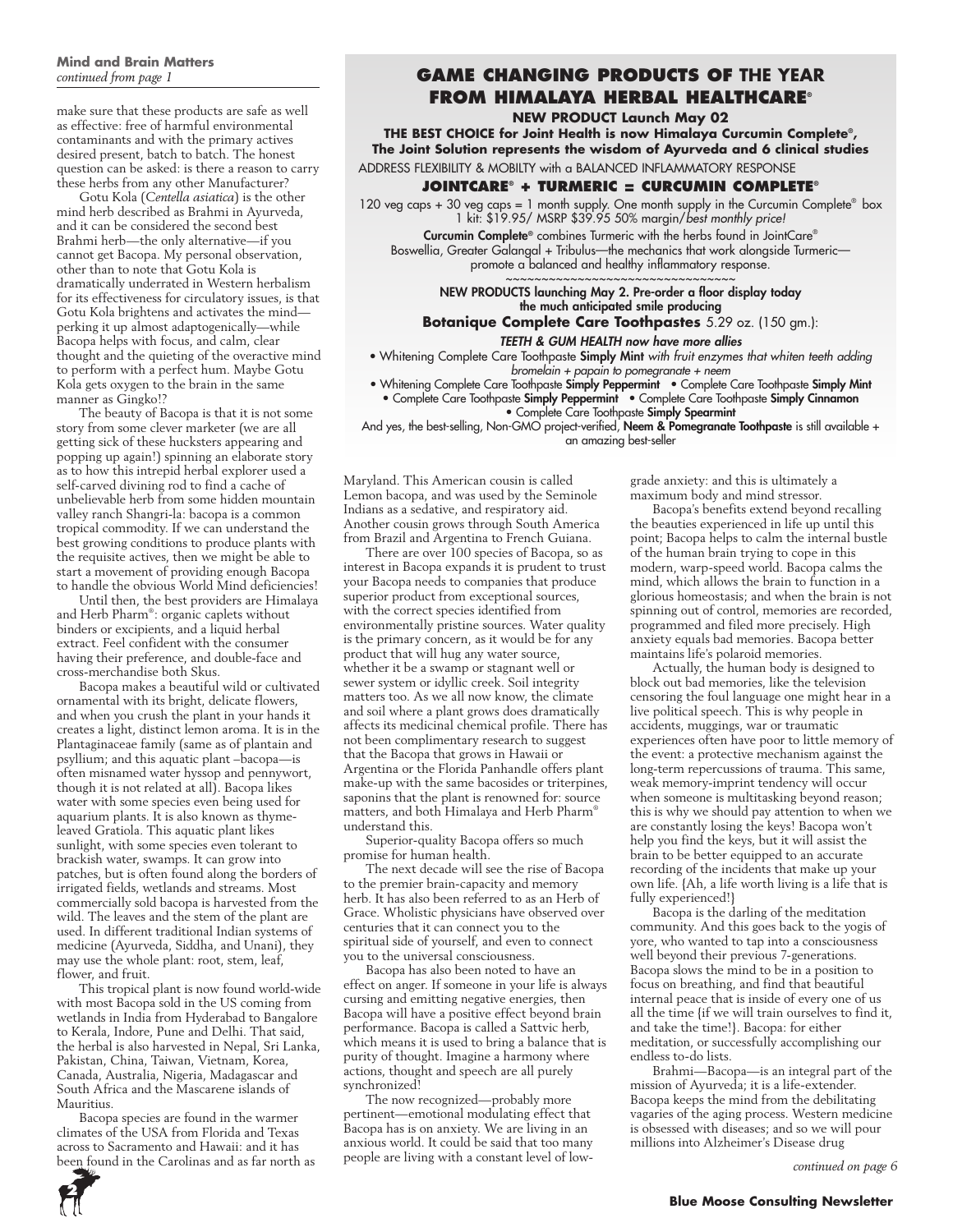**Mind and Brain Matters**
*continued from page 1*

make sure that these products are safe as well as effective: free of harmful environmental contaminants and with the primary actives desired present, batch to batch. The honest question can be asked: is there a reason to carry these herbs from any other Manufacturer?

Gotu Kola (*Centella asiatica*) is the other mind herb described as Brahmi in Ayurveda, and it can be considered the second best Brahmi herb—the only alternative—if you cannot get Bacopa. My personal observation, other than to note that Gotu Kola is dramatically underrated in Western herbalism for its effectiveness for circulatory issues, is that Gotu Kola brightens and activates the mind—perking it up almost adaptogenically—while Bacopa helps with focus, and calm, clear thought and the quieting of the overactive mind to perform with a perfect hum. Maybe Gotu Kola gets oxygen to the brain in the same manner as Gingko!?

The beauty of Bacopa is that it is not some story from some clever marketer (we are all getting sick of these hucksters appearing and popping up again!) spinning an elaborate story as to how this intrepid herbal explorer used a self-carved divining rod to find a cache of unbelievable herb from some hidden mountain valley ranch Shangri-la: bacopa is a common tropical commodity. If we can understand the best growing conditions to produce plants with the requisite actives, then we might be able to start a movement of providing enough Bacopa to handle the obvious World Mind deficiencies!

Until then, the best providers are Himalaya and Herb Pharm®: organic caplets without binders or excipients, and a liquid herbal extract. Feel confident with the consumer having their preference, and double-face and cross-merchandise both Skus.

Bacopa makes a beautiful wild or cultivated ornamental with its bright, delicate flowers, and when you crush the plant in your hands it creates a light, distinct lemon aroma. It is in the Plantaginaceae family (same as of plantain and psyllium; and this aquatic plant –bacopa—is often misnamed water hyssop and pennywort, though it is not related at all). Bacopa likes water with some species even being used for aquarium plants. It is also known as thyme-leaved Gratiola. This aquatic plant likes sunlight, with some species even tolerant to brackish water, swamps. It can grow into patches, but is often found along the borders of irrigated fields, wetlands and streams. Most commercially sold bacopa is harvested from the wild. The leaves and the stem of the plant are used. In different traditional Indian systems of medicine (Ayurveda, Siddha, and Unani), they may use the whole plant: root, stem, leaf, flower, and fruit.

This tropical plant is now found world-wide with most Bacopa sold in the US coming from wetlands in India from Hyderabad to Bangalore to Kerala, Indore, Pune and Delhi. That said, the herbal is also harvested in Nepal, Sri Lanka, Pakistan, China, Taiwan, Vietnam, Korea, Canada, Australia, Nigeria, Madagascar and South Africa and the Mascarene islands of Mauritius.

Bacopa species are found in the warmer climates of the USA from Florida and Texas across to Sacramento and Hawaii: and it has been found in the Carolinas and as far north as

## GAME CHANGING PRODUCTS OF THE YEAR FROM HIMALAYA HERBAL HEALTHCARE®

**NEW PRODUCT Launch May 02**

**THE BEST CHOICE for Joint Health is now Himalaya Curcumin Complete®, The Joint Solution represents the wisdom of Ayurveda and 6 clinical studies**

ADDRESS FLEXIBILITY & MOBILTY with a BALANCED INFLAMMATORY RESPONSE

### JOINTCARE® + TURMERIC = CURCUMIN COMPLETE®

120 veg caps + 30 veg caps = 1 month supply. One month supply in the Curcumin Complete® box 1 kit: $19.95/ MSRP $39.95 50% margin/*best monthly price!*

**Curcumin Complete®** combines Turmeric with the herbs found in JointCare® Boswellia, Greater Galangal + Tribulus—the mechanics that work alongside Turmeric—promote a balanced and healthy inflammatory response.

~~~~~~~~~~~~~~~~~~~~~~~~~~~~~~~~~~~~

**NEW PRODUCTS launching May 2. Pre-order a floor display today the much anticipated smile producing**

**Botanique Complete Care Toothpastes** 5.29 oz. (150 gm.):

***TEETH & GUM HEALTH now have more allies***

- Whitening Complete Care Toothpaste **Simply Mint** *with fruit enzymes that whiten teeth adding bromelain + papain to pomegranate + neem*
- Whitening Complete Care Toothpaste **Simply Peppermint** • Complete Care Toothpaste **Simply Mint**
- Complete Care Toothpaste **Simply Peppermint** • Complete Care Toothpaste **Simply Cinnamon**
- Complete Care Toothpaste **Simply Spearmint**

And yes, the best-selling, Non-GMO project-verified, **Neem & Pomegranate Toothpaste** is still available + an amazing best-seller

Maryland. This American cousin is called Lemon bacopa, and was used by the Seminole Indians as a sedative, and respiratory aid. Another cousin grows through South America from Brazil and Argentina to French Guiana.

There are over 100 species of Bacopa, so as interest in Bacopa expands it is prudent to trust your Bacopa needs to companies that produce superior product from exceptional sources, with the correct species identified from environmentally pristine sources. Water quality is the primary concern, as it would be for any product that will hug any water source, whether it be a swamp or stagnant well or sewer system or idyllic creek. Soil integrity matters too. As we all now know, the climate and soil where a plant grows does dramatically affects its medicinal chemical profile. There has not been complimentary research to suggest that the Bacopa that grows in Hawaii or Argentina or the Florida Panhandle offers plant make-up with the same bacosides or triterpines, saponins that the plant is renowned for: source matters, and both Himalaya and Herb Pharm® understand this.

Superior-quality Bacopa offers so much promise for human health.

The next decade will see the rise of Bacopa to the premier brain-capacity and memory herb. It has also been referred to as an Herb of Grace. Wholistic physicians have observed over centuries that it can connect you to the spiritual side of yourself, and even to connect you to the universal consciousness.

Bacopa has also been noted to have an effect on anger. If someone in your life is always cursing and emitting negative energies, then Bacopa will have a positive effect beyond brain performance. Bacopa is called a Sattvic herb, which means it is used to bring a balance that is purity of thought. Imagine a harmony where actions, thought and speech are all purely synchronized!

The now recognized—probably more pertinent—emotional modulating effect that Bacopa has is on anxiety. We are living in an anxious world. It could be said that too many people are living with a constant level of low-grade anxiety: and this is ultimately a maximum body and mind stressor.

Bacopa's benefits extend beyond recalling the beauties experienced in life up until this point; Bacopa helps to calm the internal bustle of the human brain trying to cope in this modern, warp-speed world. Bacopa calms the mind, which allows the brain to function in a glorious homeostasis; and when the brain is not spinning out of control, memories are recorded, programmed and filed more precisely. High anxiety equals bad memories. Bacopa better maintains life's polaroid memories.

Actually, the human body is designed to block out bad memories, like the television censoring the foul language one might hear in a live political speech. This is why people in accidents, muggings, war or traumatic experiences often have poor to little memory of the event: a protective mechanism against the long-term repercussions of trauma. This same, weak memory-imprint tendency will occur when someone is multitasking beyond reason; this is why we should pay attention to when we are constantly losing the keys! Bacopa won't help you find the keys, but it will assist the brain to be better equipped to an accurate recording of the incidents that make up your own life. {Ah, a life worth living is a life that is fully experienced!}

Bacopa is the darling of the meditation community. And this goes back to the yogis of yore, who wanted to tap into a consciousness well beyond their previous 7-generations. Bacopa slows the mind to be in a position to focus on breathing, and find that beautiful internal peace that is inside of every one of us all the time {if we will train ourselves to find it, and take the time!}. Bacopa: for either meditation, or successfully accomplishing our endless to-do lists.

Brahmi—Bacopa—is an integral part of the mission of Ayurveda; it is a life-extender. Bacopa keeps the mind from the debilitating vagaries of the aging process. Western medicine is obsessed with diseases; and so we will pour millions into Alzheimer's Disease drug

*continued on page 6*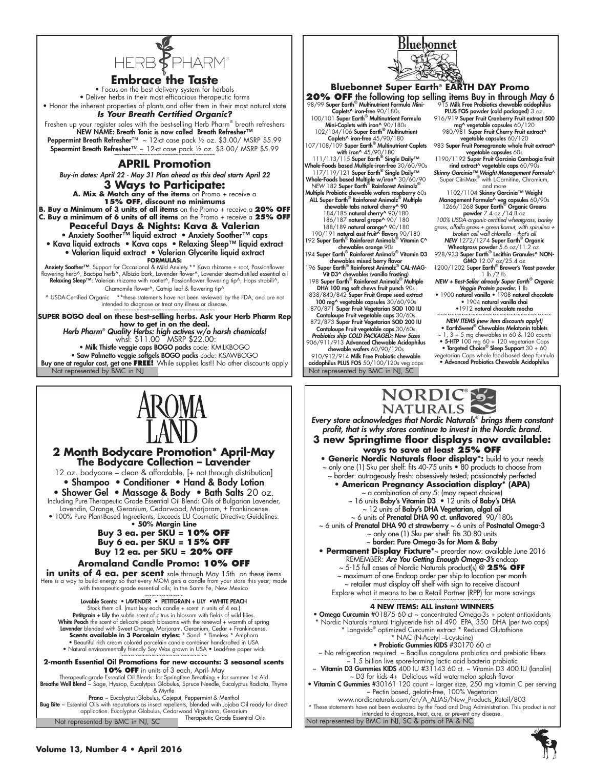# HERB PHARM

## Embrace the Taste

• Focus on the best delivery system for herbals
• Deliver herbs in their most efficacious therapeutic forms
• Honor the inherent properties of plants and offer them in their most natural state

***Is Your Breath Certified Organic?***

Freshen up your register sales with the best-selling Herb Pharm® breath refreshers
**NEW NAME: Breath Tonic is now called Breath Refresher™**
**Peppermint Breath Refresher**™ ~ 12-ct case pack ½ oz. $3.00/ MSRP $5.99
**Spearmint Breath Refresher**™ ~ 12-ct case pack ½ oz. $3.00/ MSRP $5.99

### APRIL Promotion

*Buy-in dates: April 22 - May 31 Plan ahead as this deal starts April 22*

### 3 Ways to Participate:

**A. Mix & Match any of the items** on Promo + receive a **15% OFF, discount no minimums**
**B. Buy a Minimum of 3 units of all items** on the Promo + receive a **20% OFF**
**C. Buy a minimum of 6 units of all items** on the Promo + receive a **25% OFF**

**Peaceful Days & Nights: Kava & Valerian**

• Anxiety Soother™ liquid extract • Anxiety Soother™ caps
• Kava liquid extracts • Kava caps • Relaxing Sleep™ liquid extract
• Valerian liquid extract • Valerian Glycerite liquid extract

**FORMULAS:**

**Anxiety Soother™**: Support for Occasional & Mild Anxiety.** Kava rhizome + root, Passionflower flowering herb^, Bacopa herb^, Albizia bark, Lavender flower^, Lavender steam-distilled essential oil
**Relaxing Sleep™**: Valerian rhizome with rootlet^, Passionflower flowering tip^, Hops strobili^, Chamomile flower^, Catnip leaf & flowering tip^

^ USDA-Certified Organic **these statements have not been reviewed by the FDA, and are not intended to diagnose or treat any illness or disease.

**SUPER BOGO deal on these best-selling herbs. Ask your Herb Pharm Rep how to get in on the deal.**

***Herb Pharm® Quality Herbs: high actives w/o harsh chemicals!***

whsl: $11.00 MSRP $22.00:

• **Milk Thistle veggie caps BOGO packs** code: KMILKBOGO
• **Saw Palmetto veggie softgels BOGO packs** code: KSAWBOGO

Buy one at regular cost, get one **FREE!** While supplies last!! No other discounts apply

Not represented by BMC in NJ

# Bluebonnet

## Bluebonnet Super Earth® EARTH DAY Promo

**20% OFF** the following top selling items Buy in through May 6

98/99 **Super Earth® Multinutrient Formula Mini-Caplets^ iron-free** 90/180s
100/101 **Super Earth® Multinutrient Formula Mini-Caplets with iron^** 90/180s
102/104/106 **Super Earth® Multinutrient Caplets^ iron-free** 45/90/180
107/108/109 **Super Earth® Multinutrient Caplets with iron^** 45/90/180
111/113/115 **Super Earth® Single Daily™ Whole-Foods based Multiple-iron-free** 30/60/90s
117/119/121 **Super Earth® Single Daily™ Whole-Foods based Multiple w/iron^** 30/60/90
*NEW* 182 **Super Earth® Rainforest Animalz® Multiple Probiotic chewable wafers raspberry** 60s
**ALL Super Earth® Rainforest Animalz® Multiple chewable tabs natural cherry^ 90**
184/185 **natural cherry^** 90/180
186/187 **natural grape^** 90/ 180
188/189 **natural orange^** 90/180
190/191 **natural asst fruit^ flavors** 90/180
192 **Super Earth® Rainforest Animalz® Vitamin C^ chewables orange** 90s
194 **Super Earth® Rainforest Animalz® Vitamin D3 chewables mixed berry flavor**
196 **Super Earth® Rainforest Animalz® CAL-MAG-Vit D3^ chewables (vanilla frosting)**
198 **Super Earth® Rainforest Animalz® Multiple DHA 100 mg soft chews fruit punch** 90s
838/840/842 **Super Fruit Grape seed extract 100 mg^ vegetable capsules** 30/60/90s
870/871 **Super Fruit Vegetarian SOD 100 IU Cantaloupe Fruit vegetable caps** 30/60s
872/873 **Super Fruit Vegetarian SOD 200 IU Cantaloupe Fruit vegetable caps** 30/60s
***Probiotics ship COLD PACKAGED: New Sizes***
906/911/913 **Advanced Chewable Acidophilus chewable wafers** 60/90/120s
910/912/914 **Milk Free Probiotic chewable acidophilus PLUS FOS** 50/100/120s veg caps
915 **Milk Free Probiotics chewable acidophilus PLUS FOS powder (cold packaged)** 3 oz.
916/919 **Super Fruit Cranberry Fruit extract 500 mg^ vegetable capsules** 60/120
980/981 **Super Fruit Cherry Fruit extract^ vegetable capsules** 60/120
983 **Super Fruit Pomegranate whole fruit extract^ vegetable capsules** 60s
1190/1192 **Super Fruit Garcinia Cambogia fruit rind extract^ vegetable caps** 60/90s
***Skinny Garcinia™ Weight Management Formula^*** Super CitriMax® with L-Carnitine, Chromium, and more
1102/1104 **Skinny Garcinia™ Weight Management Formula^ veg capsules** 60/90s
1266/1268 **Super Earth® Organic Greens powder** 7.4 oz./14.8 oz
*100% USDA-organic-certified wheatgrass, barley grass, alfalfa grass + green kamut, with spirulina + broken cell wall chlorella – that's all*
***NEW*** 1272/1274 **Super Earth® Organic Wheatgrass powder** 5.6 oz/11.2 oz.
928/933 **Super Earth® Lecithin Granules^ NON-GMO** 12.07 oz/25.4 oz
1200/1202 **Super Earth® Brewer's Yeast powder** 1 lb./2 lb.
***NEW + Best-Seller already Super Earth® Organic Veggie Protein powder.*** 1 lb.
• 1900 **natural vanilla** • 1908 **natural chocolate**
• 1904 **natural vanilla chai**
• 1912 **natural chocolate mocha**

***NEW ITEMS (new item discounts apply!)***
• **EarthSweet® Chewables Melatonin tablets** ~ 1, 3 + 5 mg chewables in 60 & 120 counts
• **5-HTP** 100 mg 60 + 120 vegetarian Caps
• **Targeted Choice® Sleep Support** 30 + 60 vegetarian Caps whole food-based sleep formula
• **Advanced Probiotics Chewable Acidophilus**

Not represented by BMC in NJ, SC

# AROMA LAND

## 2 Month Bodycare Promotion* April-May
### The Bodycare Collection – Lavender

12 oz. bodycare – clean & affordable, [+ not through distribution]
• Shampoo • Conditioner • Hand & Body Lotion
• Shower Gel • Massage & Body • Bath Salts 20 oz.
Including Pure Therapeutic Grade Essential Oil Blend: Oils of Bulgarian Lavender, Lavendin, Orange, Geranium, Cedarwood, Marjoram, + Frankincense
• 100% Pure Plant-Based Ingredients, Exceeds EU Cosmetic Directive Guidelines.
• **50% Margin Line**

**Buy 3 ea. per SKU = 10% OFF**
**Buy 6 ea. per SKU = 15% OFF**
**Buy 12 ea. per SKU = 20% OFF**

**Aromaland Candle Promo: 10% OFF in units of 4 ea. per scent** sale through May 15th on these items
Here is a way to build energy so that every MOM gets a candle from your store this year; made with therapeutic-grade essential oils; in the Sante Fe, New Mexico

**Lovable Scents: • LAVENDER • PETITGRAIN + LILY •WHITE PEACH**
Stock them all. (must buy each candle + scent in units of 4 ea.)
**Petitgrain + Lily** the subtle scent of citrus in blossom with fields of wild lilies.
**White Peach** the scent of delicate peach blossoms with the renewal + warmth of spring
**Lavender** blended with Sweet Orange, Marjoram, Geranium, Cedar + Frankincense.
**Scents available in 3 Porcelain styles:** * Sand * Timeless * Amphora
• Beautiful rich cream colored porcelain candle container handcrafted in USA
• Natural environmentally friendly Soy Wax grown in USA • Lead-free paper wick

**2-month Essential Oil Promotions for new accounts: 3 seasonal scents**
**10% OFF** in units of 3 each, April- May
Therapeutic-grade Essential Oil Blends: for Springtime Breathing + for summer 1st Aid
**Breathe Well Blend** ~ Sage, Hyssop, Eucalytpus Globulus, Spruce Needle, Eucalyptus Radiata, Thyme & Myrtle
**Prana** ~ Eucalyptus Globulus, Cajeput, Peppermint & Menthol
**Bug Bite** ~ Essential Oils with reputations as insect repellents, blended with Jojoba Oil ready for direct application. Eucalyptus Globulus, Cedarwood Virginiana, Geranium
Therapeutic Grade Essential Oils

Not represented by BMC in NJ, SC

# NORDIC NATURALS

*Every store acknowledges that Nordic Naturals® brings them constant profit, that is why stores continue to invest in the Nordic brand.*

## 3 new Springtime floor displays now available:
### ways to save at least 25% OFF

• **Generic Nordic Naturals floor display*:** build to your needs ~ only one (1) Sku per shelf: fits 40-75 units • 80 products to choose from ~ border: outrageously fresh: obsessively-tested; passionately perfected
• **American Pregnancy Association display* (APA)**
~ a combination of any 5: (may repeat choices)
~ 16 units **Baby's Vitamin D3** • 12 units of **Baby's DHA**
~ 12 units of **Baby's DHA Vegetarian, algal oil**
~ 6 units of **Prenatal DHA 90 ct. unflavored** 90/180s
~ 6 units of **Prenatal DHA 90 ct strawberry** ~ 6 units of **Postnatal Omega-3**
~ only one (1) Sku per shelf: fits 30-80 units
~ **border: Pure Omega-3s for Mom & Baby**
• **Permanent Display Fixture***~ preorder now: available June 2016
REMEMBER: ***Are You Getting Enough Omega-3's*** endcap
~ 5-15 full cases of Nordic Naturals product(s) @ **25% OFF**
~ maximum of one Endcap order per ship-to location per month
~ retailer must display off shelf with sign to receive discount
Explore what it means to be a Retail Partner (RPP) for more savings

**4 NEW ITEMS: ALL instant WINNERS**

• **Omega Curcumin** #01875 60 ct ~ concentrated Omega-3s + potent antioxidants
* Nordic Naturals natural triglyceride fish oil 490 EPA, 350 DHA (per two caps)
* Longvida® optimized Curcumin extract * Reduced Glutathione
* NAC (N-Acetyl –L-cysteine)
• **Probiotic Gummies KIDS** #30170 60 ct
~ No refrigeration required ~ Bacillus coagulans probiotics and prebiotic fibers
~ 1.5 billion live spore-forming lactic acid bacteria probiotic
~ **Vitamin D3 Gummies KIDS** 400 IU #31143 60 ct. ~ Vitamin D3 400 IU (lanolin)
~ D3 for kids 4+ Delicious wild watermelon splash flavor
• **Vitamin C Gummies** #30161 120 count ~ larger size, 250 mg vitamin C per serving
~ Pectin based, gelatin-free, 100% Vegetarian
www.nordicnaturals.com/en/A_ALIAS/New_Products_Retail/803
* These statements have not been evaluated by the Food and Drug Administration. This product is not intended to diagnose, treat, cure, or prevent any disease.

Not represented by BMC in NJ, SC & parts of PA & NC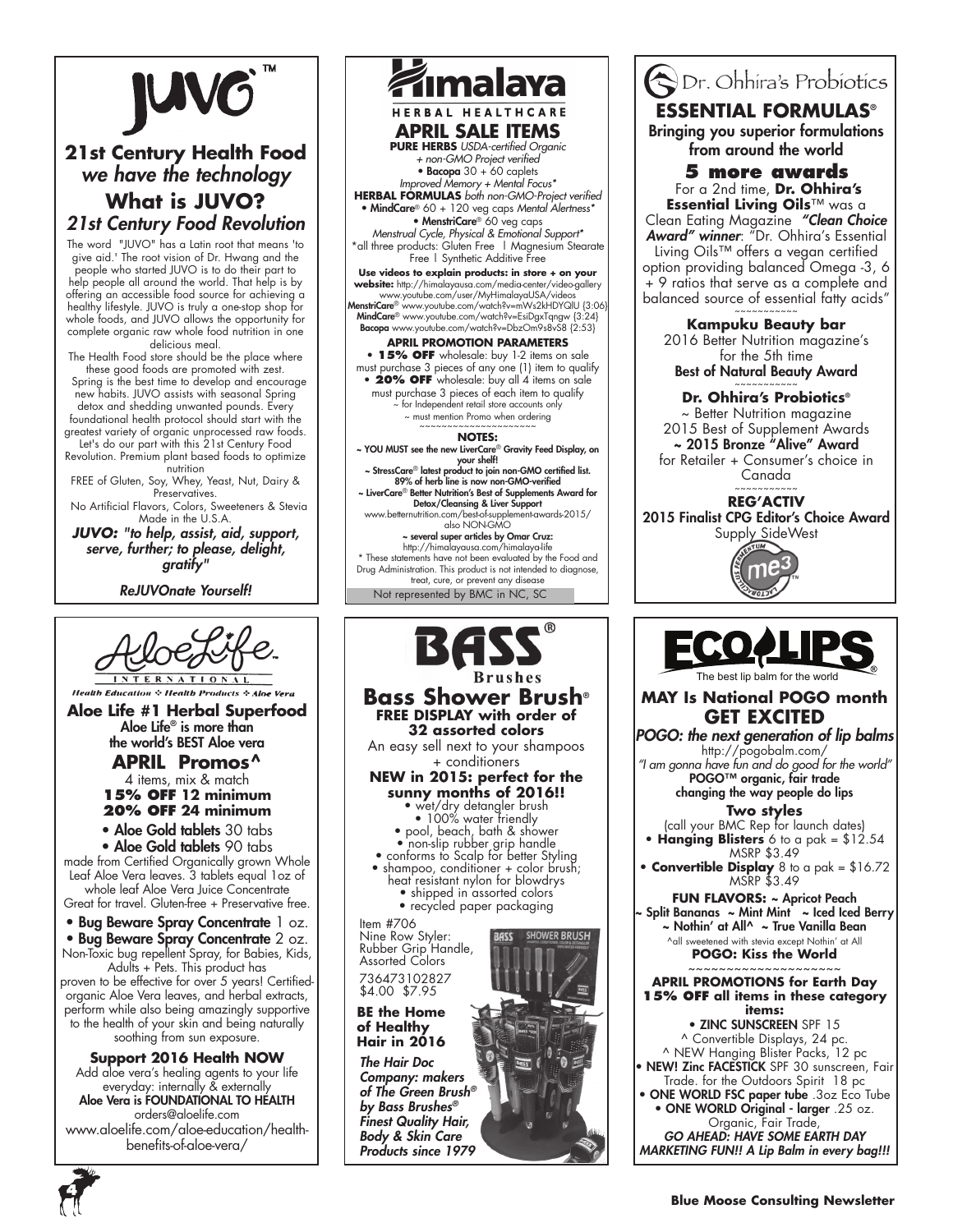# JUVO™

## 21st Century Health Food

*we have the technology*

## What is JUVO?

*21st Century Food Revolution*

The word "JUVO" has a Latin root that means 'to give aid.' The root vision of Dr. Hwang and the people who started JUVO is to do their part to help people all around the world. That help is by offering an accessible food source for achieving a healthy lifestyle. JUVO is truly a one-stop shop for whole foods, and JUVO allows the opportunity for complete organic raw whole food nutrition in one delicious meal.

The Health Food store should be the place where these good foods are promoted with zest. Spring is the best time to develop and encourage new habits. JUVO assists with seasonal Spring detox and shedding unwanted pounds. Every foundational health protocol should start with the greatest variety of organic unprocessed raw foods. Let's do our part with this 21st Century Food Revolution. Premium plant based foods to optimize nutrition

FREE of Gluten, Soy, Whey, Yeast, Nut, Dairy & Preservatives.

No Artificial Flavors, Colors, Sweeteners & Stevia Made in the U.S.A.

***JUVO: "to help, assist, aid, support, serve, further; to please, delight, gratify"***

***ReJUVOnate Yourself!***

# Himalaya HERBAL HEALTHCARE

## APRIL SALE ITEMS

**PURE HERBS** *USDA-certified Organic + non-GMO Project verified*

• **Bacopa** 30 + 60 caplets
*Improved Memory + Mental Focus**

**HERBAL FORMULAS** *both non-GMO-Project verified*

• **MindCare**® 60 + 120 veg caps *Mental Alertness**

• **MenstriCare**® 60 veg caps
*Menstrual Cycle, Physical & Emotional Support**

*all three products: Gluten Free | Magnesium Stearate Free | Synthetic Additive Free

**Use videos to explain products: in store + on your website:** http://himalayausa.com/media-center/video-gallery
www.youtube.com/user/MyHimalayaUSA/videos
**MenstriCare**® www.youtube.com/watch?v=mWs2kHDYQIU (3:06)
**MindCare**® www.youtube.com/watch?v=EsiDgxTqngw (3:24)
**Bacopa** www.youtube.com/watch?v=DbzOm9s8vS8 (2:53)

**APRIL PROMOTION PARAMETERS**

• **15% OFF** wholesale: buy 1-2 items on sale must purchase 3 pieces of any one (1) item to qualify

• **20% OFF** wholesale: buy all 4 items on sale must purchase 3 pieces of each item to qualify

~ for Independent retail store accounts only
~ must mention Promo when ordering

~~~~~~~~~~~~~~~~~~~~

**NOTES:**

~ **YOU MUST see the new LiverCare® Gravity Feed Display, on your shelf!**

~ **StressCare® latest product to join non-GMO certified list. 89% of herb line is now non-GMO-verified**

~ **LiverCare® Better Nutrition's Best of Supplements Award for Detox/Cleansing & Liver Support**
www.betternutrition.com/best-of-supplement-awards-2015/
also NON-GMO

~ **several super articles by Omar Cruz:**
http://himalayausa.com/himalaya-life

* These statements have not been evaluated by the Food and Drug Administration. This product is not intended to diagnose, treat, cure, or prevent any disease

Not represented by BMC in NC, SC

# Dr. Ohhira's Probiotics

## ESSENTIAL FORMULAS®

**Bringing you superior formulations from around the world**

### 5 more awards

For a 2nd time, **Dr. Ohhira's Essential Living Oils**™ was a Clean Eating Magazine ***"Clean Choice Award" winner***: "Dr. Ohhira's Essential Living Oils™ offers a vegan certified option providing balanced Omega -3, 6 + 9 ratios that serve as a complete and balanced source of essential fatty acids"

~~~~~~~~~~~

**Kampuku Beauty bar**
2016 Better Nutrition magazine's for the 5th time
**Best of Natural Beauty Award**

~~~~~~~~~~~

**Dr. Ohhira's Probiotics®**
~ Better Nutrition magazine
2015 Best of Supplement Awards
**~ 2015 Bronze "Alive" Award**
for Retailer + Consumer's choice in Canada

~~~~~~~~~~~

**REG'ACTIV**
**2015 Finalist CPG Editor's Choice Award**
Supply SideWest

# AloeLife™ INTERNATIONAL

*Health Education ❖ Health Products ❖ Aloe Vera*

## Aloe Life #1 Herbal Superfood

**Aloe Life® is more than the world's BEST Aloe vera**

## APRIL Promos^

4 items, mix & match
**15% OFF 12 minimum**
**20% OFF 24 minimum**

• **Aloe Gold tablets** 30 tabs
• **Aloe Gold tablets** 90 tabs

made from Certified Organically grown Whole Leaf Aloe Vera leaves. 3 tablets equal 1oz of whole leaf Aloe Vera Juice Concentrate
Great for travel. Gluten-free + Preservative free.

• **Bug Beware Spray Concentrate** 1 oz.
• **Bug Beware Spray Concentrate** 2 oz.

Non-Toxic bug repellent Spray, for Babies, Kids, Adults + Pets. This product has proven to be effective for over 5 years! Certified-organic Aloe Vera leaves, and herbal extracts, perform while also being amazingly supportive to the health of your skin and being naturally soothing from sun exposure.

**Support 2016 Health NOW**

Add aloe vera's healing agents to your life everyday: internally & externally
**Aloe Vera is FOUNDATIONAL TO HEALTH**
orders@aloelife.com
www.aloelife.com/aloe-education/health-benefits-of-aloe-vera/

# BASS® Brushes

## Bass Shower Brush®

**FREE DISPLAY with order of 32 assorted colors**

An easy sell next to your shampoos + conditioners

**NEW in 2015: perfect for the sunny months of 2016!!**

- wet/dry detangler brush
- 100% water friendly
- pool, beach, bath & shower
- non-slip rubber grip handle
- conforms to Scalp for better Styling
- shampoo, conditioner + color brush; heat resistant nylon for blowdrys
- shipped in assorted colors
- recycled paper packaging

Item #706
Nine Row Styler:
Rubber Grip Handle,
Assorted Colors
736473102827
$4.00 $7.95

**BE the Home of Healthy Hair in 2016**

***The Hair Doc Company: makers of The Green Brush® by Bass Brushes® Finest Quality Hair, Body & Skin Care Products since 1979***

# ECOLIPS®

The best lip balm for the world

## MAY Is National POGO month

## GET EXCITED

***POGO: the next generation of lip balms***

http://pogobalm.com/
*"I am gonna have fun and do good for the world"*
**POGO™ organic, fair trade changing the way people do lips**

**Two styles**

(call your BMC Rep for launch dates)

• **Hanging Blisters** 6 to a pak = $12.54
MSRP $3.49

• **Convertible Display** 8 to a pak = $16.72
MSRP $3.49

**FUN FLAVORS:** ~ **Apricot Peach**
~ **Split Bananas** ~ **Mint Mint** ~ **Iced Iced Berry**
~ **Nothin' at All^** ~ **True Vanilla Bean**

^all sweetened with stevia except Nothin' at All

**POGO: Kiss the World**

~~~~~~~~~~~~~~~~~~~~

**APRIL PROMOTIONS for Earth Day**
**15% OFF all items in these category items:**

• **ZINC SUNSCREEN** SPF 15
^ Convertible Displays, 24 pc.
^ NEW Hanging Blister Packs, 12 pc

• **NEW! Zinc FACESTICK** SPF 30 sunscreen, Fair Trade. for the Outdoors Spirit 18 pc

• **ONE WORLD FSC paper tube** .3oz Eco Tube

• **ONE WORLD Original - larger** .25 oz.
Organic, Fair Trade,

***GO AHEAD: HAVE SOME EARTH DAY MARKETING FUN!! A Lip Balm in every bag!!!***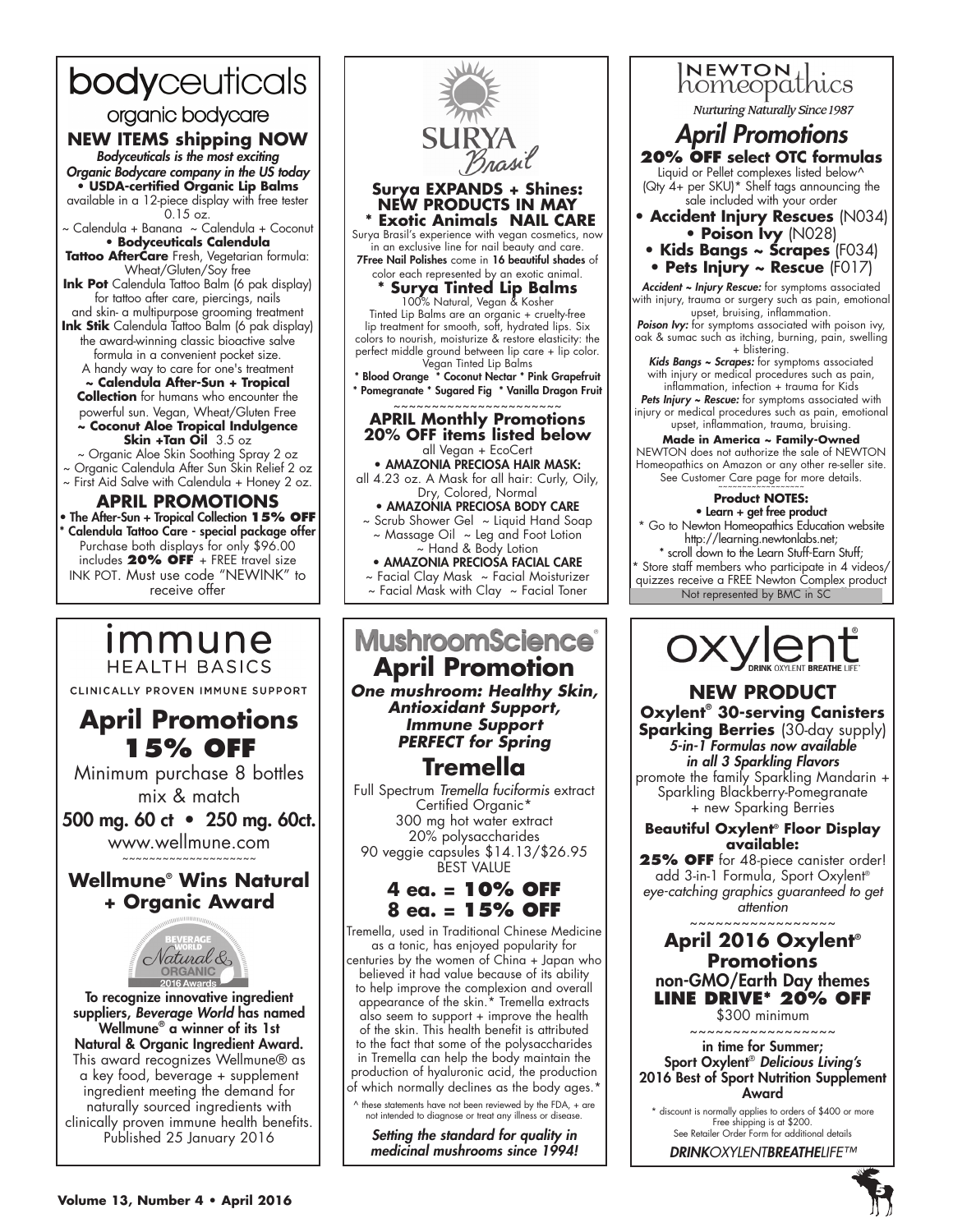# bodyceuticals

organic bodycare

## NEW ITEMS shipping NOW

***Bodyceuticals is the most exciting Organic Bodycare company in the US today***

**• USDA-certified Organic Lip Balms** available in a 12-piece display with free tester 0.15 oz.

~ Calendula + Banana ~ Calendula + Coconut

**• Bodyceuticals Calendula Tattoo AfterCare** Fresh, Vegetarian formula: Wheat/Gluten/Soy free

**Ink Pot** Calendula Tattoo Balm (6 pak display) for tattoo after care, piercings, nails and skin- a multipurpose grooming treatment

**Ink Stik** Calendula Tattoo Balm (6 pak display) the award-winning classic bioactive salve formula in a convenient pocket size. A handy way to care for one's treatment

**~ Calendula After-Sun + Tropical Collection** for humans who encounter the powerful sun. Vegan, Wheat/Gluten Free

**~ Coconut Aloe Tropical Indulgence Skin +Tan Oil** 3.5 oz

~ Organic Aloe Skin Soothing Spray 2 oz

~ Organic Calendula After Sun Skin Relief 2 oz

~ First Aid Salve with Calendula + Honey 2 oz.

## APRIL PROMOTIONS

**• The After-Sun + Tropical Collection 15% OFF**

**\* Calendula Tattoo Care - special package offer**

Purchase both displays for only $96.00 includes **20% OFF** + FREE travel size INK POT. Must use code "NEWINK" to receive offer

---

# SURYA Brasil

## Surya EXPANDS + Shines: NEW PRODUCTS IN MAY

### * Exotic Animals NAIL CARE

Surya Brasil's experience with vegan cosmetics, now in an exclusive line for nail beauty and care. **7Free Nail Polishes** come in **16 beautiful shades** of color each represented by an exotic animal.

### * Surya Tinted Lip Balms

100% Natural, Vegan & Kosher

Tinted Lip Balms are an organic + cruelty-free lip treatment for smooth, soft, hydrated lips. Six colors to nourish, moisturize & restore elasticity: the perfect middle ground between lip care + lip color. Vegan Tinted Lip Balms

**\* Blood Orange \* Coconut Nectar \* Pink Grapefruit \* Pomegranate \* Sugared Fig \* Vanilla Dragon Fruit**

~~~~~~~~~~~~~~~~~~~~~~

## APRIL Monthly Promotions 20% OFF items listed below

all Vegan + EcoCert

**• AMAZONIA PRECIOSA HAIR MASK:** all 4.23 oz. A Mask for all hair: Curly, Oily, Dry, Colored, Normal

**• AMAZONIA PRECIOSA BODY CARE**

~ Scrub Shower Gel ~ Liquid Hand Soap ~ Massage Oil ~ Leg and Foot Lotion ~ Hand & Body Lotion

**• AMAZONIA PRECIOSA FACIAL CARE**

~ Facial Clay Mask ~ Facial Moisturizer ~ Facial Mask with Clay ~ Facial Toner

---

# NEWTON homeopathics

*Nurturing Naturally Since 1987*

## *April Promotions*

### 20% OFF select OTC formulas

Liquid or Pellet complexes listed below^ (Qty 4+ per SKU)* Shelf tags announcing the sale included with your order

- **Accident Injury Rescues** (N034)
- **Poison Ivy** (N028)
- **Kids Bangs ~ Scrapes** (F034)
- **Pets Injury ~ Rescue** (F017)

***Accident ~ Injury Rescue:*** for symptoms associated with injury, trauma or surgery such as pain, emotional upset, bruising, inflammation.

***Poison Ivy:*** for symptoms associated with poison ivy, oak & sumac such as itching, burning, pain, swelling + blistering.

***Kids Bangs ~ Scrapes:*** for symptoms associated with injury or medical procedures such as pain, inflammation, infection + trauma for Kids

***Pets Injury ~ Rescue:*** for symptoms associated with injury or medical procedures such as pain, emotional upset, inflammation, trauma, bruising.

**Made in America ~ Family-Owned**

NEWTON does not authorize the sale of NEWTON Homeopathics on Amazon or any other re-seller site. See Customer Care page for more details.

**Product NOTES:**

**• Learn + get free product**

\* Go to Newton Homeopathics Education website http://learning.newtonlabs.net;

\* scroll down to the Learn Stuff-Earn Stuff;

\* Store staff members who participate in 4 videos/ quizzes receive a FREE Newton Complex product

Not represented by BMC in SC

---

# immune HEALTH BASICS

CLINICALLY PROVEN IMMUNE SUPPORT

## April Promotions 15% OFF

Minimum purchase 8 bottles mix & match

**500 mg. 60 ct • 250 mg. 60ct.**

www.wellmune.com

~~~~~~~~~~~~~~~~~~~

## Wellmune® Wins Natural + Organic Award

BEVERAGE WORLD Natural & ORGANIC 2016 Awards

**To recognize innovative ingredient suppliers, *Beverage World* has named Wellmune® a winner of its 1st Natural & Organic Ingredient Award.**

This award recognizes Wellmune® as a key food, beverage + supplement ingredient meeting the demand for naturally sourced ingredients with clinically proven immune health benefits. Published 25 January 2016

---

# MushroomScience®

## April Promotion

***One mushroom: Healthy Skin, Antioxidant Support, Immune Support PERFECT for Spring***

## Tremella

Full Spectrum *Tremella fuciformis* extract Certified Organic*

300 mg hot water extract

20% polysaccharides

90 veggie capsules $14.13/$26.95

BEST VALUE

**4 ea. = 10% OFF**

**8 ea. = 15% OFF**

Tremella, used in Traditional Chinese Medicine as a tonic, has enjoyed popularity for centuries by the women of China + Japan who believed it had value because of its ability to help improve the complexion and overall appearance of the skin.* Tremella extracts also seem to support + improve the health of the skin. This health benefit is attributed to the fact that some of the polysaccharides in Tremella can help the body maintain the production of hyaluronic acid, the production of which normally declines as the body ages.*

^ these statements have not been reviewed by the FDA, + are not intended to diagnose or treat any illness or disease.

***Setting the standard for quality in medicinal mushrooms since 1994!***

---

# oxylent®

DRINK OXYLENT BREATHE LIFE™

## NEW PRODUCT

**Oxylent® 30-serving Canisters Sparking Berries** (30-day supply)

*5-in-1 Formulas now available in all 3 Sparkling Flavors*

promote the family Sparkling Mandarin + Sparkling Blackberry-Pomegranate + new Sparking Berries

**Beautiful Oxylent® Floor Display available:**

**25% OFF** for 48-piece canister order! add 3-in-1 Formula, Sport Oxylent® *eye-catching graphics guaranteed to get attention*

~~~~~~~~~~~~~~~~~

## April 2016 Oxylent® Promotions

non-GMO/Earth Day themes

**LINE DRIVE\* 20% OFF**

$300 minimum

~~~~~~~~~~~~~~~~~

**in time for Summer; Sport Oxylent® *Delicious Living's* 2016 Best of Sport Nutrition Supplement Award**

\* discount is normally applies to orders of $400 or more Free shipping is at $200. See Retailer Order Form for additional details

***DRINK**OXYLENT**BREATHE**LIFE™*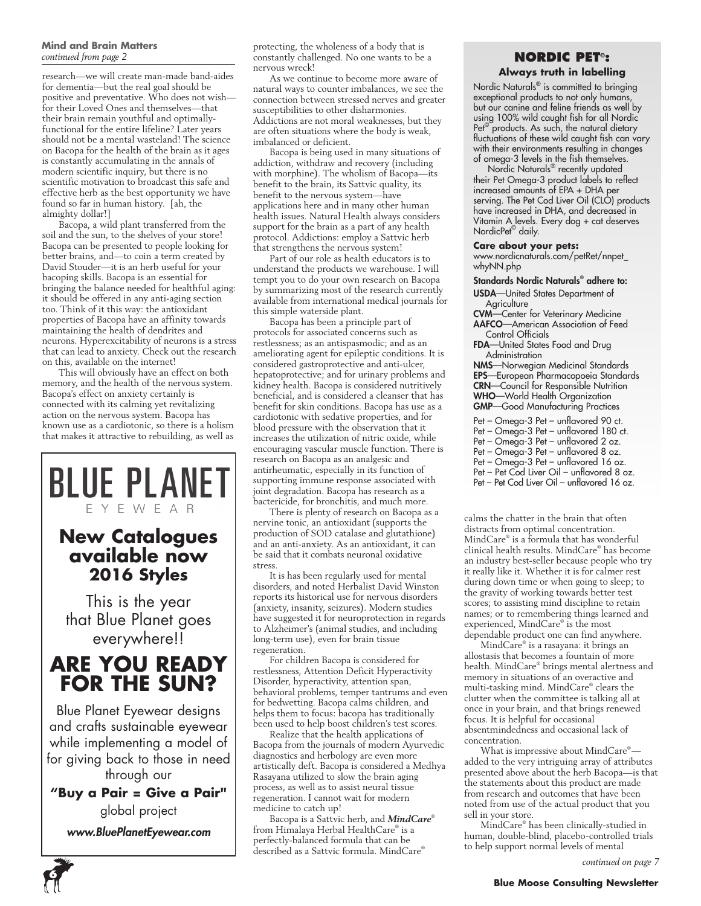**Mind and Brain Matters**
*continued from page 2*

research—we will create man-made band-aides for dementia—but the real goal should be positive and preventative. Who does not wish—for their Loved Ones and themselves—that their brain remain youthful and optimally-functional for the entire lifeline? Later years should not be a mental wasteland! The science on Bacopa for the health of the brain as it ages is constantly accumulating in the annals of modern scientific inquiry, but there is no scientific motivation to broadcast this safe and effective herb as the best opportunity we have found so far in human history. [ah, the almighty dollar!]

Bacopa, a wild plant transferred from the soil and the sun, to the shelves of your store! Bacopa can be presented to people looking for better brains, and—to coin a term created by David Stouder—it is an herb useful for your bacoping skills. Bacopa is an essential for bringing the balance needed for healthful aging: it should be offered in any anti-aging section too. Think of it this way: the antioxidant properties of Bacopa have an affinity towards maintaining the health of dendrites and neurons. Hyperexcitability of neurons is a stress that can lead to anxiety. Check out the research on this, available on the internet!

This will obviously have an effect on both memory, and the health of the nervous system. Bacopa's effect on anxiety certainly is connected with its calming yet revitalizing action on the nervous system. Bacopa has known use as a cardiotonic, so there is a holism that makes it attractive to rebuilding, as well as protecting, the wholeness of a body that is constantly challenged. No one wants to be a nervous wreck!

As we continue to become more aware of natural ways to counter imbalances, we see the connection between stressed nerves and greater susceptibilities to other disharmonies. Addictions are not moral weaknesses, but they are often situations where the body is weak, imbalanced or deficient.

Bacopa is being used in many situations of addiction, withdraw and recovery (including with morphine). The wholism of Bacopa—its benefit to the brain, its Sattvic quality, its benefit to the nervous system—have applications here and in many other human health issues. Natural Health always considers support for the brain as a part of any health protocol. Addictions: employ a Sattvic herb that strengthens the nervous system!

Part of our role as health educators is to understand the products we warehouse. I will tempt you to do your own research on Bacopa by summarizing most of the research currently available from international medical journals for this simple waterside plant.

Bacopa has been a principle part of protocols for associated concerns such as restlessness; as an antispasmodic; and as an ameliorating agent for epileptic conditions. It is considered gastroprotective and anti-ulcer, hepatoprotective; and for urinary problems and kidney health. Bacopa is considered nutritively beneficial, and is considered a cleanser that has benefit for skin conditions. Bacopa has use as a cardiotonic with sedative properties, and for blood pressure with the observation that it increases the utilization of nitric oxide, while encouraging vascular muscle function. There is research on Bacopa as an analgesic and antirheumatic, especially in its function of supporting immune response associated with joint degradation. Bacopa has research as a bactericide, for bronchitis, and much more.

There is plenty of research on Bacopa as a nervine tonic, an antioxidant (supports the production of SOD catalase and glutathione) and an anti-anxiety. As an antioxidant, it can be said that it combats neuronal oxidative stress.

It is has been regularly used for mental disorders, and noted Herbalist David Winston reports its historical use for nervous disorders (anxiety, insanity, seizures). Modern studies have suggested it for neuroprotection in regards to Alzheimer's (animal studies, and including long-term use), even for brain tissue regeneration.

For children Bacopa is considered for restlessness, Attention Deficit Hyperactivity Disorder, hyperactivity, attention span, behavioral problems, temper tantrums and even for bedwetting. Bacopa calms children, and helps them to focus: bacopa has traditionally been used to help boost children's test scores.

Realize that the health applications of Bacopa from the journals of modern Ayurvedic diagnostics and herbology are even more artistically deft. Bacopa is considered a Medhya Rasayana utilized to slow the brain aging process, as well as to assist neural tissue regeneration. I cannot wait for modern medicine to catch up!

Bacopa is a Sattvic herb, and ***MindCare***® from Himalaya Herbal HealthCare® is a perfectly-balanced formula that can be described as a Sattvic formula. MindCare® calms the chatter in the brain that often distracts from optimal concentration. MindCare® is a formula that has wonderful clinical health results. MindCare® has become an industry best-seller because people who try it really like it. Whether it is for calmer rest during down time or when going to sleep; to the gravity of working towards better test scores; to assisting mind discipline to retain names; or to remembering things learned and experienced, MindCare® is the most dependable product one can find anywhere.

MindCare® is a rasayana: it brings an allostasis that becomes a fountain of more health. MindCare® brings mental alertness and memory in situations of an overactive and multi-tasking mind. MindCare® clears the clutter when the committee is talking all at once in your brain, and that brings renewed focus. It is helpful for occasional absentmindedness and occasional lack of concentration.

What is impressive about MindCare®—added to the very intriguing array of attributes presented above about the herb Bacopa—is that the statements about this product are made from research and outcomes that have been noted from use of the actual product that you sell in your store.

MindCare® has been clinically-studied in human, double-blind, placebo-controlled trials to help support normal levels of mental

*continued on page 7*

---

# BLUE PLANET
EYEWEAR

## New Catalogues available now 2016 Styles

This is the year that Blue Planet goes everywhere!!

## ARE YOU READY FOR THE SUN?

Blue Planet Eyewear designs and crafts sustainable eyewear while implementing a model of for giving back to those in need through our

**"Buy a Pair = Give a Pair"** global project

***www.BluePlanetEyewear.com***

---

## NORDIC PET©:
### Always truth in labelling

Nordic Naturals® is committed to bringing exceptional products to not only humans, but our canine and feline friends as well by using 100% wild caught fish for all Nordic Pet© products. As such, the natural dietary fluctuations of these wild caught fish can vary with their environments resulting in changes of omega-3 levels in the fish themselves.

Nordic Naturals® recently updated their Pet Omega-3 product labels to reflect increased amounts of EPA + DHA per serving. The Pet Cod Liver Oil (CLO) products have increased in DHA, and decreased in Vitamin A levels. Every dog + cat deserves NordicPet© daily.

**Care about your pets:**
www.nordicnaturals.com/petRet/nnpet_whyNN.php

**Standards Nordic Naturals® adhere to:**

- **USDA**—United States Department of Agriculture
- **CVM**—Center for Veterinary Medicine
- **AAFCO**—American Association of Feed Control Officials
- **FDA**—United States Food and Drug Administration
- **NMS**—Norwegian Medicinal Standards
- **EPS**—European Pharmacopoeia Standards
- **CRN**—Council for Responsible Nutrition
- **WHO**—World Health Organization
- **GMP**—Good Manufacturing Practices

- Pet – Omega-3 Pet – unflavored 90 ct.
- Pet – Omega-3 Pet – unflavored 180 ct.
- Pet – Omega-3 Pet – unflavored 2 oz.
- Pet – Omega-3 Pet – unflavored 8 oz.
- Pet – Omega-3 Pet – unflavored 16 oz.
- Pet – Pet Cod Liver Oil – unflavored 8 oz.
- Pet – Pet Cod Liver Oil – unflavored 16 oz.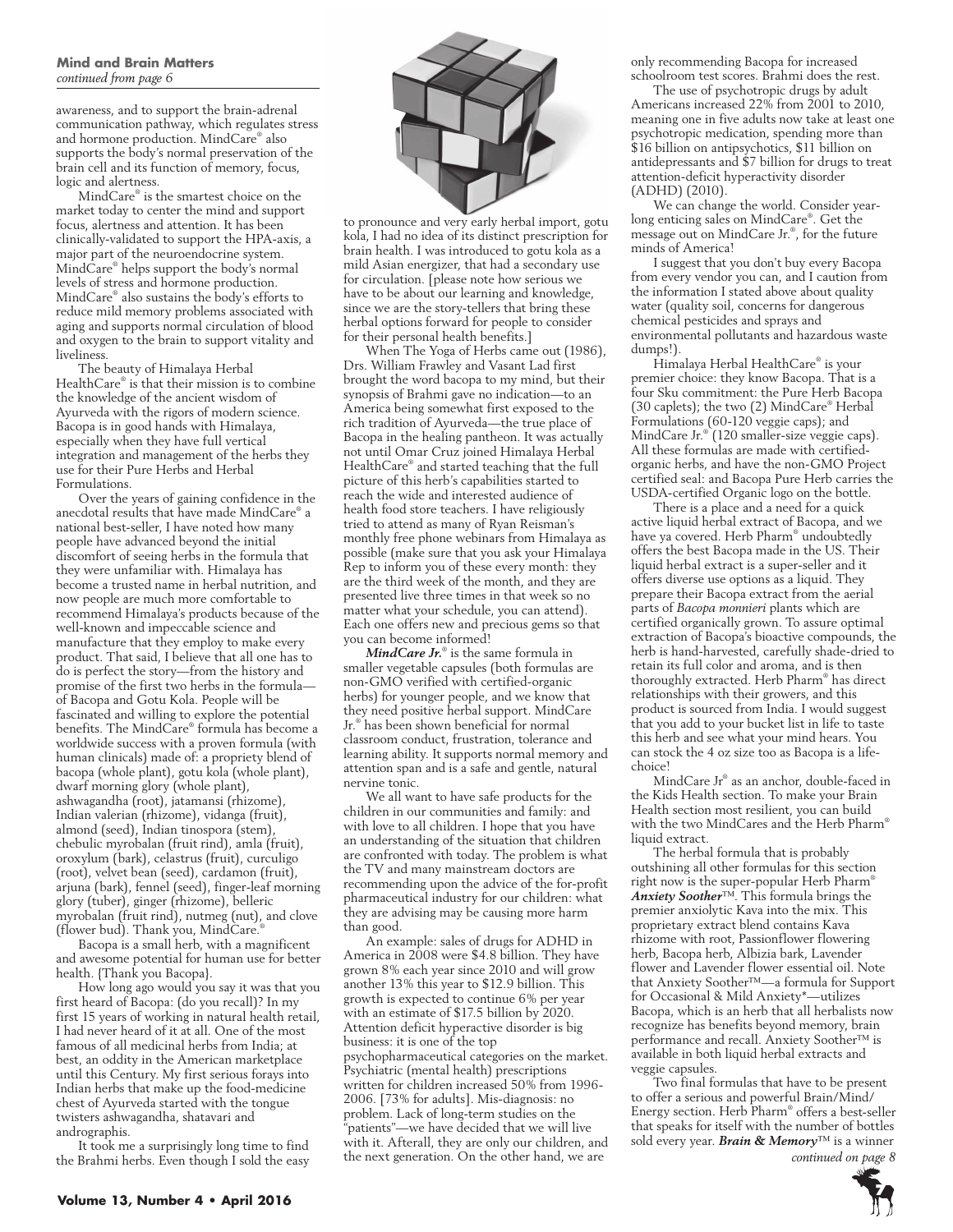**Mind and Brain Matters**
*continued from page 6*

awareness, and to support the brain-adrenal communication pathway, which regulates stress and hormone production. MindCare® also supports the body's normal preservation of the brain cell and its function of memory, focus, logic and alertness.

MindCare® is the smartest choice on the market today to center the mind and support focus, alertness and attention. It has been clinically-validated to support the HPA-axis, a major part of the neuroendocrine system. MindCare® helps support the body's normal levels of stress and hormone production. MindCare® also sustains the body's efforts to reduce mild memory problems associated with aging and supports normal circulation of blood and oxygen to the brain to support vitality and liveliness.

The beauty of Himalaya Herbal HealthCare® is that their mission is to combine the knowledge of the ancient wisdom of Ayurveda with the rigors of modern science. Bacopa is in good hands with Himalaya, especially when they have full vertical integration and management of the herbs they use for their Pure Herbs and Herbal Formulations.

Over the years of gaining confidence in the anecdotal results that have made MindCare® a national best-seller, I have noted how many people have advanced beyond the initial discomfort of seeing herbs in the formula that they were unfamiliar with. Himalaya has become a trusted name in herbal nutrition, and now people are much more comfortable to recommend Himalaya's products because of the well-known and impeccable science and manufacture that they employ to make every product. That said, I believe that all one has to do is perfect the story—from the history and promise of the first two herbs in the formula—of Bacopa and Gotu Kola. People will be fascinated and willing to explore the potential benefits. The MindCare® formula has become a worldwide success with a proven formula (with human clinicals) made of: a propriety blend of bacopa (whole plant), gotu kola (whole plant), dwarf morning glory (whole plant), ashwagandha (root), jatamansi (rhizome), Indian valerian (rhizome), vidanga (fruit), almond (seed), Indian tinospora (stem), chebulic myrobalan (fruit rind), amla (fruit), oroxylum (bark), celastrus (fruit), curculigo (root), velvet bean (seed), cardamon (fruit), arjuna (bark), fennel (seed), finger-leaf morning glory (tuber), ginger (rhizome), belleric myrobalan (fruit rind), nutmeg (nut), and clove (flower bud). Thank you, MindCare.®

Bacopa is a small herb, with a magnificent and awesome potential for human use for better health. {Thank you Bacopa}.

How long ago would you say it was that you first heard of Bacopa: (do you recall)? In my first 15 years of working in natural health retail, I had never heard of it at all. One of the most famous of all medicinal herbs from India; at best, an oddity in the American marketplace until this Century. My first serious forays into Indian herbs that make up the food-medicine chest of Ayurveda started with the tongue twisters ashwagandha, shatavari and andrographis.

It took me a surprisingly long time to find the Brahmi herbs. Even though I sold the easy to pronounce and very early herbal import, gotu kola, I had no idea of its distinct prescription for brain health. I was introduced to gotu kola as a mild Asian energizer, that had a secondary use for circulation. [please note how serious we have to be about our learning and knowledge, since we are the story-tellers that bring these herbal options forward for people to consider for their personal health benefits.]

When The Yoga of Herbs came out (1986), Drs. William Frawley and Vasant Lad first brought the word bacopa to my mind, but their synopsis of Brahmi gave no indication—to an America being somewhat first exposed to the rich tradition of Ayurveda—the true place of Bacopa in the healing pantheon. It was actually not until Omar Cruz joined Himalaya Herbal HealthCare® and started teaching that the full picture of this herb's capabilities started to reach the wide and interested audience of health food store teachers. I have religiously tried to attend as many of Ryan Reisman's monthly free phone webinars from Himalaya as possible (make sure that you ask your Himalaya Rep to inform you of these every month: they are the third week of the month, and they are presented live three times in that week so no matter what your schedule, you can attend). Each one offers new and precious gems so that you can become informed!

***MindCare Jr.***® is the same formula in smaller vegetable capsules (both formulas are non-GMO verified with certified-organic herbs) for younger people, and we know that they need positive herbal support. MindCare Jr.® has been shown beneficial for normal classroom conduct, frustration, tolerance and learning ability. It supports normal memory and attention span and is a safe and gentle, natural nervine tonic.

We all want to have safe products for the children in our communities and family: and with love to all children. I hope that you have an understanding of the situation that children are confronted with today. The problem is what the TV and many mainstream doctors are recommending upon the advice of the for-profit pharmaceutical industry for our children: what they are advising may be causing more harm than good.

An example: sales of drugs for ADHD in America in 2008 were \$4.8 billion. They have grown 8% each year since 2010 and will grow another 13% this year to \$12.9 billion. This growth is expected to continue 6% per year with an estimate of \$17.5 billion by 2020. Attention deficit hyperactive disorder is big business: it is one of the top psychopharmaceutical categories on the market. Psychiatric (mental health) prescriptions written for children increased 50% from 1996-2006. [73% for adults]. Mis-diagnosis: no problem. Lack of long-term studies on the "patients"—we have decided that we will live with it. Afterall, they are only our children, and the next generation. On the other hand, we are only recommending Bacopa for increased schoolroom test scores. Brahmi does the rest.

The use of psychotropic drugs by adult Americans increased 22% from 2001 to 2010, meaning one in five adults now take at least one psychotropic medication, spending more than \$16 billion on antipsychotics, \$11 billion on antidepressants and \$7 billion for drugs to treat attention-deficit hyperactivity disorder (ADHD) (2010).

We can change the world. Consider year-long enticing sales on MindCare®. Get the message out on MindCare Jr.®, for the future minds of America!

I suggest that you don't buy every Bacopa from every vendor you can, and I caution from the information I stated above about quality water (quality soil, concerns for dangerous chemical pesticides and sprays and environmental pollutants and hazardous waste dumps!).

Himalaya Herbal HealthCare® is your premier choice: they know Bacopa. That is a four Sku commitment: the Pure Herb Bacopa (30 caplets); the two (2) MindCare® Herbal Formulations (60-120 veggie caps); and MindCare Jr.® (120 smaller-size veggie caps). All these formulas are made with certified-organic herbs, and have the non-GMO Project certified seal: and Bacopa Pure Herb carries the USDA-certified Organic logo on the bottle.

There is a place and a need for a quick active liquid herbal extract of Bacopa, and we have ya covered. Herb Pharm® undoubtedly offers the best Bacopa made in the US. Their liquid herbal extract is a super-seller and it offers diverse use options as a liquid. They prepare their Bacopa extract from the aerial parts of *Bacopa monnieri* plants which are certified organically grown. To assure optimal extraction of Bacopa's bioactive compounds, the herb is hand-harvested, carefully shade-dried to retain its full color and aroma, and is then thoroughly extracted. Herb Pharm® has direct relationships with their growers, and this product is sourced from India. I would suggest that you add to your bucket list in life to taste this herb and see what your mind hears. You can stock the 4 oz size too as Bacopa is a life-choice!

MindCare Jr® as an anchor, double-faced in the Kids Health section. To make your Brain Health section most resilient, you can build with the two MindCares and the Herb Pharm® liquid extract.

The herbal formula that is probably outshining all other formulas for this section right now is the super-popular Herb Pharm® ***Anxiety Soother***™. This formula brings the premier anxiolytic Kava into the mix. This proprietary extract blend contains Kava rhizome with root, Passionflower flowering herb, Bacopa herb, Albizia bark, Lavender flower and Lavender flower essential oil. Note that Anxiety Soother™—a formula for Support for Occasional & Mild Anxiety*—utilizes Bacopa, which is an herb that all herbalists now recognize has benefits beyond memory, brain performance and recall. Anxiety Soother™ is available in both liquid herbal extracts and veggie capsules.

Two final formulas that have to be present to offer a serious and powerful Brain/Mind/Energy section. Herb Pharm® offers a best-seller that speaks for itself with the number of bottles sold every year. ***Brain & Memory***™ is a winner

*continued on page 8*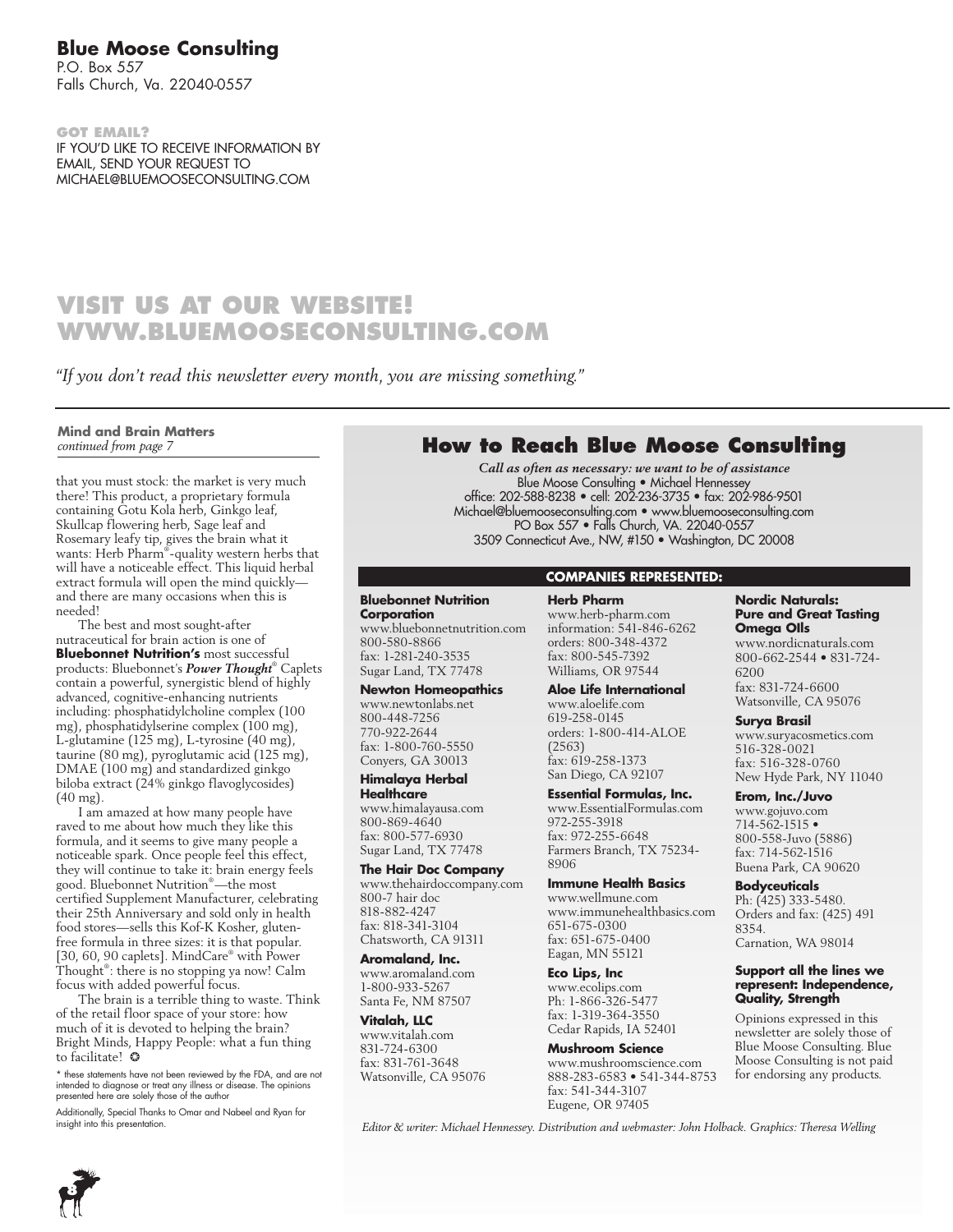**Blue Moose Consulting**
P.O. Box 557
Falls Church, Va. 22040-0557

**GOT EMAIL?**
IF YOU'D LIKE TO RECEIVE INFORMATION BY EMAIL, SEND YOUR REQUEST TO MICHAEL@BLUEMOOSECONSULTING.COM

## VISIT US AT OUR WEBSITE! WWW.BLUEMOOSECONSULTING.COM

*"If you don't read this newsletter every month, you are missing something."*

**Mind and Brain Matters**
*continued from page 7*

that you must stock: the market is very much there! This product, a proprietary formula containing Gotu Kola herb, Ginkgo leaf, Skullcap flowering herb, Sage leaf and Rosemary leafy tip, gives the brain what it wants: Herb Pharm®-quality western herbs that will have a noticeable effect. This liquid herbal extract formula will open the mind quickly—and there are many occasions when this is needed!

The best and most sought-after nutraceutical for brain action is one of **Bluebonnet Nutrition's** most successful products: Bluebonnet's ***Power Thought***® Caplets contain a powerful, synergistic blend of highly advanced, cognitive-enhancing nutrients including: phosphatidylcholine complex (100 mg), phosphatidylserine complex (100 mg), L-glutamine (125 mg), L-tyrosine (40 mg), taurine (80 mg), pyroglutamic acid (125 mg), DMAE (100 mg) and standardized ginkgo biloba extract (24% ginkgo flavoglycosides) (40 mg).

I am amazed at how many people have raved to me about how much they like this formula, and it seems to give many people a noticeable spark. Once people feel this effect, they will continue to take it: brain energy feels good. Bluebonnet Nutrition®—the most certified Supplement Manufacturer, celebrating their 25th Anniversary and sold only in health food stores—sells this Kof-K Kosher, gluten-free formula in three sizes: it is that popular. [30, 60, 90 caplets]. MindCare® with Power Thought®: there is no stopping ya now! Calm focus with added powerful focus.

The brain is a terrible thing to waste. Think of the retail floor space of your store: how much of it is devoted to helping the brain? Bright Minds, Happy People: what a fun thing to facilitate! ✪

* these statements have not been reviewed by the FDA, and are not intended to diagnose or treat any illness or disease. The opinions presented here are solely those of the author

Additionally, Special Thanks to Omar and Nabeel and Ryan for insight into this presentation.

## How to Reach Blue Moose Consulting

***Call as often as necessary: we want to be of assistance***
Blue Moose Consulting • Michael Hennessey
office: 202-588-8238 • cell: 202-236-3735 • fax: 202-986-9501
Michael@bluemooseconsulting.com • www.bluemooseconsulting.com
PO Box 557 • Falls Church, VA. 22040-0557
3509 Connecticut Ave., NW, #150 • Washington, DC 20008

### COMPANIES REPRESENTED:

**Bluebonnet Nutrition Corporation**
www.bluebonnetnutrition.com
800-580-8866
fax: 1-281-240-3535
Sugar Land, TX 77478

**Newton Homeopathics**
www.newtonlabs.net
800-448-7256
770-922-2644
fax: 1-800-760-5550
Conyers, GA 30013

**Himalaya Herbal Healthcare**
www.himalayausa.com
800-869-4640
fax: 800-577-6930
Sugar Land, TX 77478

**The Hair Doc Company**
www.thehairdoccompany.com
800-7 hair doc
818-882-4247
fax: 818-341-3104
Chatsworth, CA 91311

**Aromaland, Inc.**
www.aromaland.com
1-800-933-5267
Santa Fe, NM 87507

**Vitalah, LLC**
www.vitalah.com
831-724-6300
fax: 831-761-3648
Watsonville, CA 95076

**Herb Pharm**
www.herb-pharm.com
information: 541-846-6262
orders: 800-348-4372
fax: 800-545-7392
Williams, OR 97544

**Aloe Life International**
www.aloelife.com
619-258-0145
orders: 1-800-414-ALOE (2563)
fax: 619-258-1373
San Diego, CA 92107

**Essential Formulas, Inc.**
www.EssentialFormulas.com
972-255-3918
fax: 972-255-6648
Farmers Branch, TX 75234-8906

**Immune Health Basics**
www.wellmune.com
www.immunehealthbasics.com
651-675-0300
fax: 651-675-0400
Eagan, MN 55121

**Eco Lips, Inc**
www.ecolips.com
Ph: 1-866-326-5477
fax: 1-319-364-3550
Cedar Rapids, IA 52401

**Mushroom Science**
www.mushroomscience.com
888-283-6583 • 541-344-8753
fax: 541-344-3107
Eugene, OR 97405

**Nordic Naturals: Pure and Great Tasting Omega Oils**
www.nordicnaturals.com
800-662-2544 • 831-724-6200
fax: 831-724-6600
Watsonville, CA 95076

**Surya Brasil**
www.suryacosmetics.com
516-328-0021
fax: 516-328-0760
New Hyde Park, NY 11040

**Erom, Inc./Juvo**
www.gojuvo.com
714-562-1515 •
800-558-Juvo (5886)
fax: 714-562-1516
Buena Park, CA 90620

**Bodyceuticals**
Ph: (425) 333-5480.
Orders and fax: (425) 491 8354.
Carnation, WA 98014

**Support all the lines we represent: Independence, Quality, Strength**

Opinions expressed in this newsletter are solely those of Blue Moose Consulting. Blue Moose Consulting is not paid for endorsing any products.

*Editor & writer: Michael Hennessey. Distribution and webmaster: John Holback. Graphics: Theresa Welling*